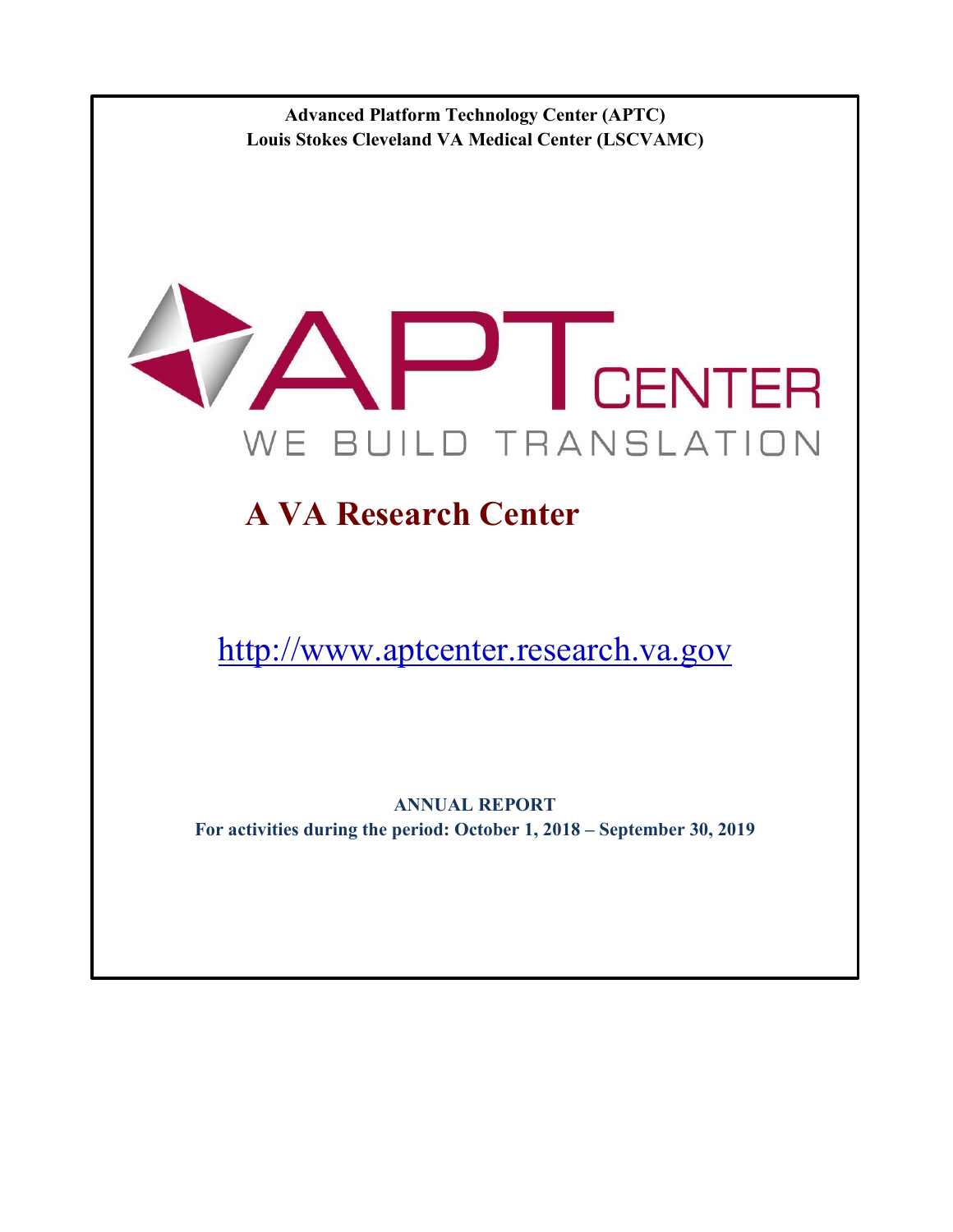**Advanced Platform Technology Center (APTC)**
**Louis Stokes Cleveland VA Medical Center (LSCVAMC)**

# APT CENTER

WE BUILD TRANSLATION

## A VA Research Center

http://www.aptcenter.research.va.gov

**ANNUAL REPORT**
**For activities during the period: October 1, 2018 – September 30, 2019**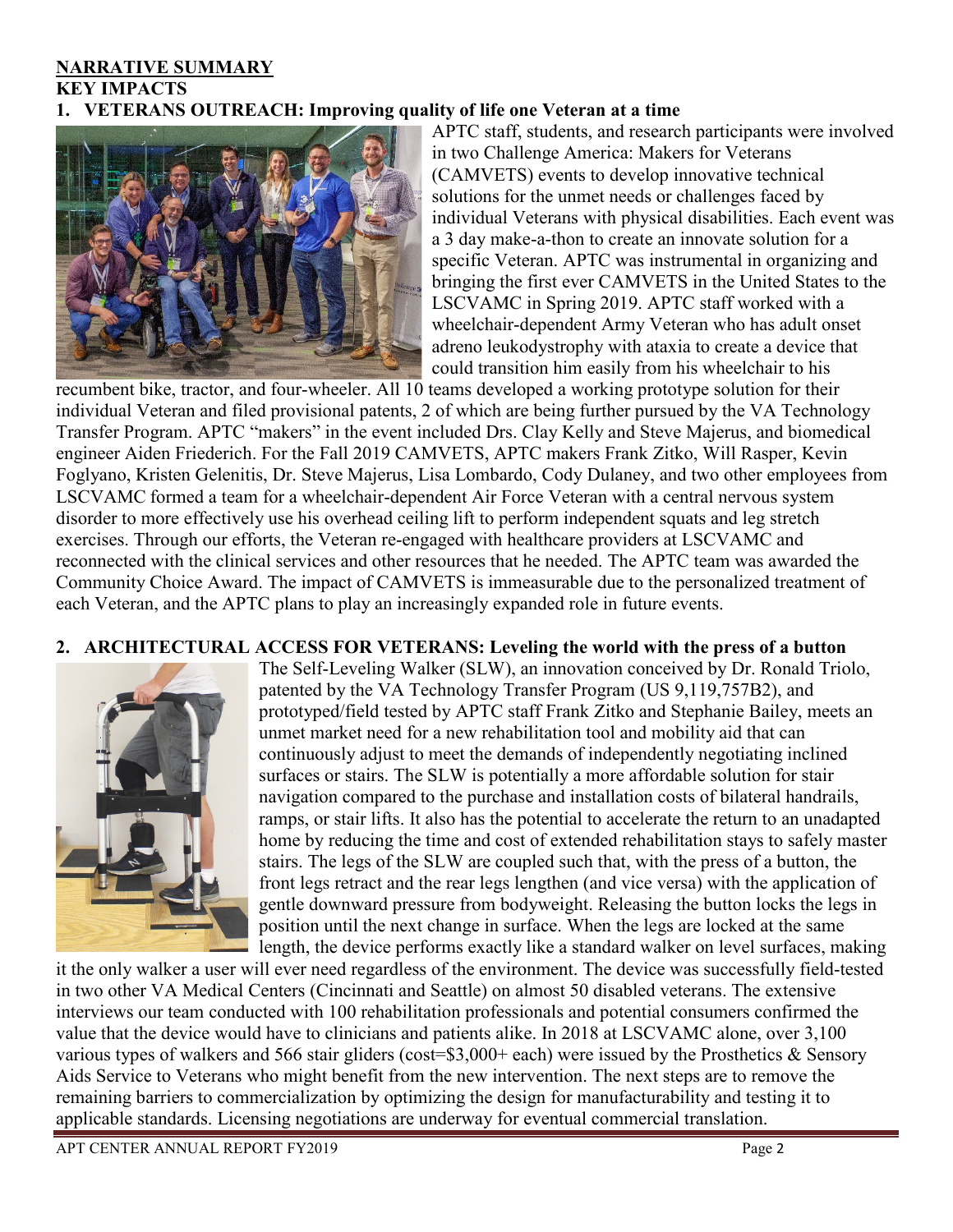## NARRATIVE SUMMARY

## KEY IMPACTS

### 1. VETERANS OUTREACH: Improving quality of life one Veteran at a time

APTC staff, students, and research participants were involved in two Challenge America: Makers for Veterans (CAMVETS) events to develop innovative technical solutions for the unmet needs or challenges faced by individual Veterans with physical disabilities. Each event was a 3 day make-a-thon to create an innovate solution for a specific Veteran. APTC was instrumental in organizing and bringing the first ever CAMVETS in the United States to the LSCVAMC in Spring 2019. APTC staff worked with a wheelchair-dependent Army Veteran who has adult onset adreno leukodystrophy with ataxia to create a device that could transition him easily from his wheelchair to his recumbent bike, tractor, and four-wheeler. All 10 teams developed a working prototype solution for their individual Veteran and filed provisional patents, 2 of which are being further pursued by the VA Technology Transfer Program. APTC "makers" in the event included Drs. Clay Kelly and Steve Majerus, and biomedical engineer Aiden Friederich. For the Fall 2019 CAMVETS, APTC makers Frank Zitko, Will Rasper, Kevin Foglyano, Kristen Gelenitis, Dr. Steve Majerus, Lisa Lombardo, Cody Dulaney, and two other employees from LSCVAMC formed a team for a wheelchair-dependent Air Force Veteran with a central nervous system disorder to more effectively use his overhead ceiling lift to perform independent squats and leg stretch exercises. Through our efforts, the Veteran re-engaged with healthcare providers at LSCVAMC and reconnected with the clinical services and other resources that he needed. The APTC team was awarded the Community Choice Award. The impact of CAMVETS is immeasurable due to the personalized treatment of each Veteran, and the APTC plans to play an increasingly expanded role in future events.

### 2. ARCHITECTURAL ACCESS FOR VETERANS: Leveling the world with the press of a button

The Self-Leveling Walker (SLW), an innovation conceived by Dr. Ronald Triolo, patented by the VA Technology Transfer Program (US 9,119,757B2), and prototyped/field tested by APTC staff Frank Zitko and Stephanie Bailey, meets an unmet market need for a new rehabilitation tool and mobility aid that can continuously adjust to meet the demands of independently negotiating inclined surfaces or stairs. The SLW is potentially a more affordable solution for stair navigation compared to the purchase and installation costs of bilateral handrails, ramps, or stair lifts. It also has the potential to accelerate the return to an unadapted home by reducing the time and cost of extended rehabilitation stays to safely master stairs. The legs of the SLW are coupled such that, with the press of a button, the front legs retract and the rear legs lengthen (and vice versa) with the application of gentle downward pressure from bodyweight. Releasing the button locks the legs in position until the next change in surface. When the legs are locked at the same length, the device performs exactly like a standard walker on level surfaces, making it the only walker a user will ever need regardless of the environment. The device was successfully field-tested in two other VA Medical Centers (Cincinnati and Seattle) on almost 50 disabled veterans. The extensive interviews our team conducted with 100 rehabilitation professionals and potential consumers confirmed the value that the device would have to clinicians and patients alike. In 2018 at LSCVAMC alone, over 3,100 various types of walkers and 566 stair gliders (cost=$3,000+ each) were issued by the Prosthetics & Sensory Aids Service to Veterans who might benefit from the new intervention. The next steps are to remove the remaining barriers to commercialization by optimizing the design for manufacturability and testing it to applicable standards. Licensing negotiations are underway for eventual commercial translation.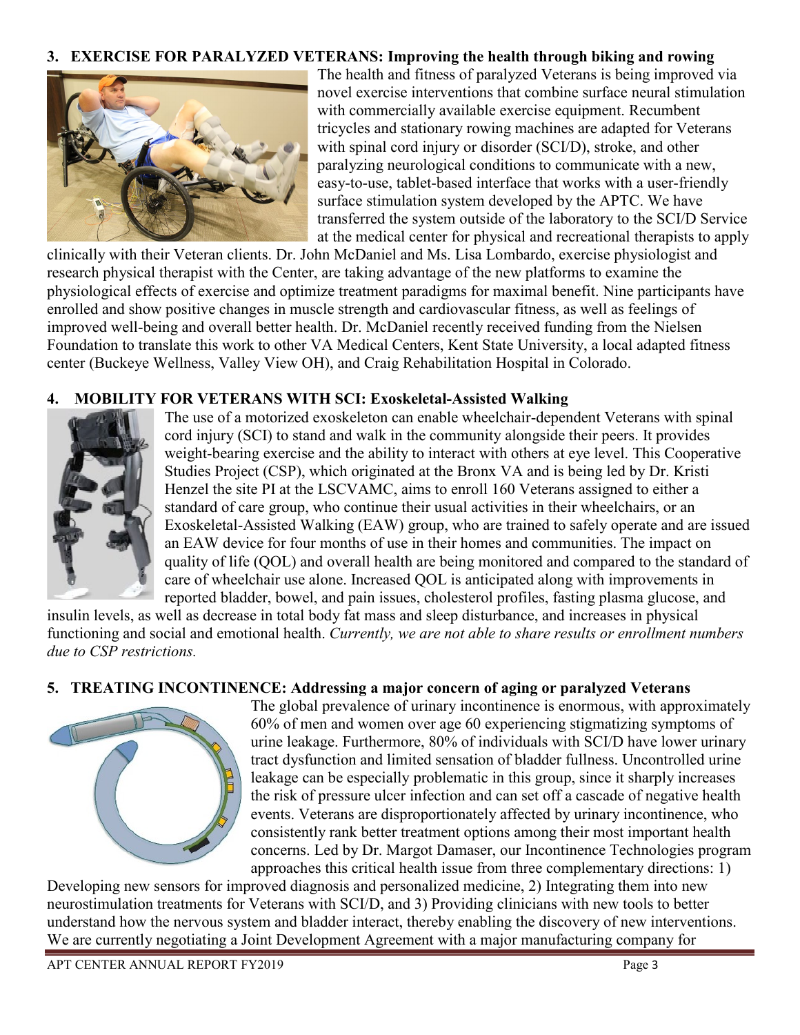## 3. EXERCISE FOR PARALYZED VETERANS: Improving the health through biking and rowing

The health and fitness of paralyzed Veterans is being improved via novel exercise interventions that combine surface neural stimulation with commercially available exercise equipment. Recumbent tricycles and stationary rowing machines are adapted for Veterans with spinal cord injury or disorder (SCI/D), stroke, and other paralyzing neurological conditions to communicate with a new, easy-to-use, tablet-based interface that works with a user-friendly surface stimulation system developed by the APTC. We have transferred the system outside of the laboratory to the SCI/D Service at the medical center for physical and recreational therapists to apply clinically with their Veteran clients. Dr. John McDaniel and Ms. Lisa Lombardo, exercise physiologist and research physical therapist with the Center, are taking advantage of the new platforms to examine the physiological effects of exercise and optimize treatment paradigms for maximal benefit. Nine participants have enrolled and show positive changes in muscle strength and cardiovascular fitness, as well as feelings of improved well-being and overall better health. Dr. McDaniel recently received funding from the Nielsen Foundation to translate this work to other VA Medical Centers, Kent State University, a local adapted fitness center (Buckeye Wellness, Valley View OH), and Craig Rehabilitation Hospital in Colorado.

## 4. MOBILITY FOR VETERANS WITH SCI: Exoskeletal-Assisted Walking

The use of a motorized exoskeleton can enable wheelchair-dependent Veterans with spinal cord injury (SCI) to stand and walk in the community alongside their peers. It provides weight-bearing exercise and the ability to interact with others at eye level. This Cooperative Studies Project (CSP), which originated at the Bronx VA and is being led by Dr. Kristi Henzel the site PI at the LSCVAMC, aims to enroll 160 Veterans assigned to either a standard of care group, who continue their usual activities in their wheelchairs, or an Exoskeletal-Assisted Walking (EAW) group, who are trained to safely operate and are issued an EAW device for four months of use in their homes and communities. The impact on quality of life (QOL) and overall health are being monitored and compared to the standard of care of wheelchair use alone. Increased QOL is anticipated along with improvements in reported bladder, bowel, and pain issues, cholesterol profiles, fasting plasma glucose, and insulin levels, as well as decrease in total body fat mass and sleep disturbance, and increases in physical functioning and social and emotional health. *Currently, we are not able to share results or enrollment numbers due to CSP restrictions.*

## 5. TREATING INCONTINENCE: Addressing a major concern of aging or paralyzed Veterans

The global prevalence of urinary incontinence is enormous, with approximately 60% of men and women over age 60 experiencing stigmatizing symptoms of urine leakage. Furthermore, 80% of individuals with SCI/D have lower urinary tract dysfunction and limited sensation of bladder fullness. Uncontrolled urine leakage can be especially problematic in this group, since it sharply increases the risk of pressure ulcer infection and can set off a cascade of negative health events. Veterans are disproportionately affected by urinary incontinence, who consistently rank better treatment options among their most important health concerns. Led by Dr. Margot Damaser, our Incontinence Technologies program approaches this critical health issue from three complementary directions: 1) Developing new sensors for improved diagnosis and personalized medicine, 2) Integrating them into new neurostimulation treatments for Veterans with SCI/D, and 3) Providing clinicians with new tools to better understand how the nervous system and bladder interact, thereby enabling the discovery of new interventions. We are currently negotiating a Joint Development Agreement with a major manufacturing company for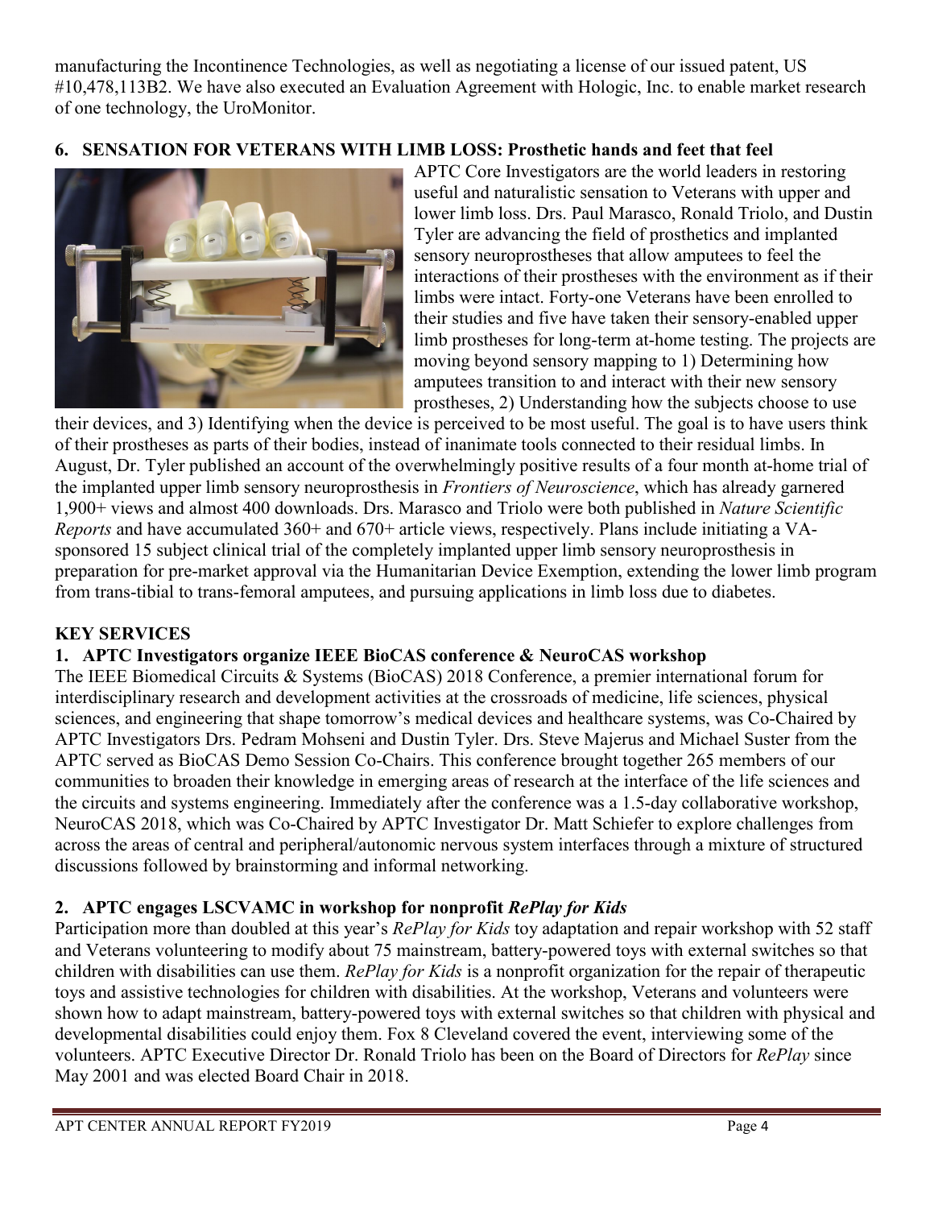manufacturing the Incontinence Technologies, as well as negotiating a license of our issued patent, US #10,478,113B2. We have also executed an Evaluation Agreement with Hologic, Inc. to enable market research of one technology, the UroMonitor.

### 6. SENSATION FOR VETERANS WITH LIMB LOSS: Prosthetic hands and feet that feel

APTC Core Investigators are the world leaders in restoring useful and naturalistic sensation to Veterans with upper and lower limb loss. Drs. Paul Marasco, Ronald Triolo, and Dustin Tyler are advancing the field of prosthetics and implanted sensory neuroprostheses that allow amputees to feel the interactions of their prostheses with the environment as if their limbs were intact. Forty-one Veterans have been enrolled to their studies and five have taken their sensory-enabled upper limb prostheses for long-term at-home testing. The projects are moving beyond sensory mapping to 1) Determining how amputees transition to and interact with their new sensory prostheses, 2) Understanding how the subjects choose to use their devices, and 3) Identifying when the device is perceived to be most useful. The goal is to have users think of their prostheses as parts of their bodies, instead of inanimate tools connected to their residual limbs. In August, Dr. Tyler published an account of the overwhelmingly positive results of a four month at-home trial of the implanted upper limb sensory neuroprosthesis in *Frontiers of Neuroscience*, which has already garnered 1,900+ views and almost 400 downloads. Drs. Marasco and Triolo were both published in *Nature Scientific Reports* and have accumulated 360+ and 670+ article views, respectively. Plans include initiating a VA-sponsored 15 subject clinical trial of the completely implanted upper limb sensory neuroprosthesis in preparation for pre-market approval via the Humanitarian Device Exemption, extending the lower limb program from trans-tibial to trans-femoral amputees, and pursuing applications in limb loss due to diabetes.

## KEY SERVICES

### 1. APTC Investigators organize IEEE BioCAS conference & NeuroCAS workshop

The IEEE Biomedical Circuits & Systems (BioCAS) 2018 Conference, a premier international forum for interdisciplinary research and development activities at the crossroads of medicine, life sciences, physical sciences, and engineering that shape tomorrow's medical devices and healthcare systems, was Co-Chaired by APTC Investigators Drs. Pedram Mohseni and Dustin Tyler. Drs. Steve Majerus and Michael Suster from the APTC served as BioCAS Demo Session Co-Chairs. This conference brought together 265 members of our communities to broaden their knowledge in emerging areas of research at the interface of the life sciences and the circuits and systems engineering. Immediately after the conference was a 1.5-day collaborative workshop, NeuroCAS 2018, which was Co-Chaired by APTC Investigator Dr. Matt Schiefer to explore challenges from across the areas of central and peripheral/autonomic nervous system interfaces through a mixture of structured discussions followed by brainstorming and informal networking.

### 2. APTC engages LSCVAMC in workshop for nonprofit *RePlay for Kids*

Participation more than doubled at this year's *RePlay for Kids* toy adaptation and repair workshop with 52 staff and Veterans volunteering to modify about 75 mainstream, battery-powered toys with external switches so that children with disabilities can use them. *RePlay for Kids* is a nonprofit organization for the repair of therapeutic toys and assistive technologies for children with disabilities. At the workshop, Veterans and volunteers were shown how to adapt mainstream, battery-powered toys with external switches so that children with physical and developmental disabilities could enjoy them. Fox 8 Cleveland covered the event, interviewing some of the volunteers. APTC Executive Director Dr. Ronald Triolo has been on the Board of Directors for *RePlay* since May 2001 and was elected Board Chair in 2018.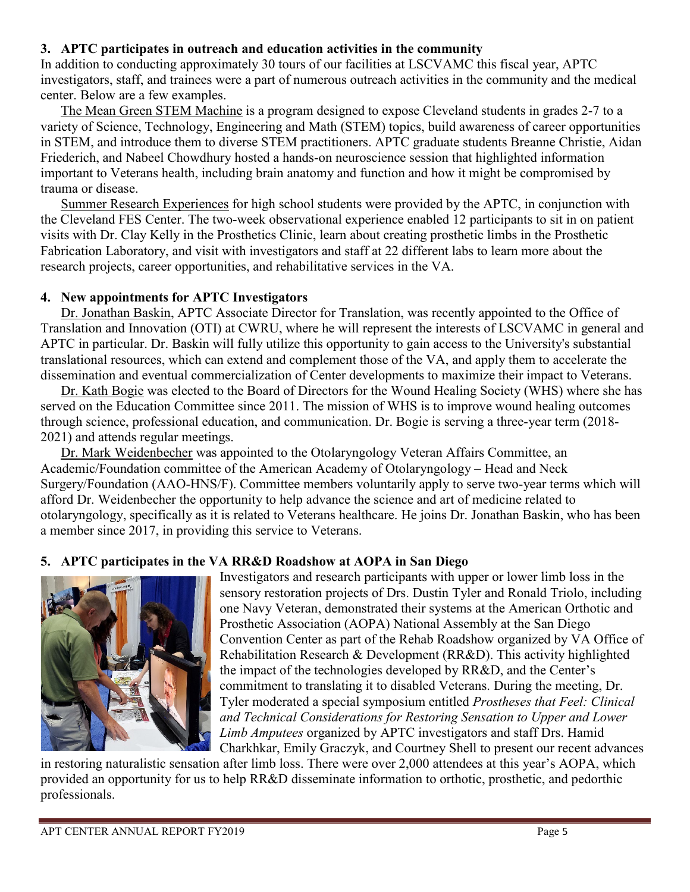### 3. APTC participates in outreach and education activities in the community

In addition to conducting approximately 30 tours of our facilities at LSCVAMC this fiscal year, APTC investigators, staff, and trainees were a part of numerous outreach activities in the community and the medical center. Below are a few examples.

The Mean Green STEM Machine is a program designed to expose Cleveland students in grades 2-7 to a variety of Science, Technology, Engineering and Math (STEM) topics, build awareness of career opportunities in STEM, and introduce them to diverse STEM practitioners. APTC graduate students Breanne Christie, Aidan Friederich, and Nabeel Chowdhury hosted a hands-on neuroscience session that highlighted information important to Veterans health, including brain anatomy and function and how it might be compromised by trauma or disease.

Summer Research Experiences for high school students were provided by the APTC, in conjunction with the Cleveland FES Center. The two-week observational experience enabled 12 participants to sit in on patient visits with Dr. Clay Kelly in the Prosthetics Clinic, learn about creating prosthetic limbs in the Prosthetic Fabrication Laboratory, and visit with investigators and staff at 22 different labs to learn more about the research projects, career opportunities, and rehabilitative services in the VA.

### 4. New appointments for APTC Investigators

Dr. Jonathan Baskin, APTC Associate Director for Translation, was recently appointed to the Office of Translation and Innovation (OTI) at CWRU, where he will represent the interests of LSCVAMC in general and APTC in particular. Dr. Baskin will fully utilize this opportunity to gain access to the University's substantial translational resources, which can extend and complement those of the VA, and apply them to accelerate the dissemination and eventual commercialization of Center developments to maximize their impact to Veterans.

Dr. Kath Bogie was elected to the Board of Directors for the Wound Healing Society (WHS) where she has served on the Education Committee since 2011. The mission of WHS is to improve wound healing outcomes through science, professional education, and communication. Dr. Bogie is serving a three-year term (2018-2021) and attends regular meetings.

Dr. Mark Weidenbecher was appointed to the Otolaryngology Veteran Affairs Committee, an Academic/Foundation committee of the American Academy of Otolaryngology – Head and Neck Surgery/Foundation (AAO-HNS/F). Committee members voluntarily apply to serve two-year terms which will afford Dr. Weidenbecher the opportunity to help advance the science and art of medicine related to otolaryngology, specifically as it is related to Veterans healthcare. He joins Dr. Jonathan Baskin, who has been a member since 2017, in providing this service to Veterans.

### 5. APTC participates in the VA RR&D Roadshow at AOPA in San Diego

Investigators and research participants with upper or lower limb loss in the sensory restoration projects of Drs. Dustin Tyler and Ronald Triolo, including one Navy Veteran, demonstrated their systems at the American Orthotic and Prosthetic Association (AOPA) National Assembly at the San Diego Convention Center as part of the Rehab Roadshow organized by VA Office of Rehabilitation Research & Development (RR&D). This activity highlighted the impact of the technologies developed by RR&D, and the Center's commitment to translating it to disabled Veterans. During the meeting, Dr. Tyler moderated a special symposium entitled *Prostheses that Feel: Clinical and Technical Considerations for Restoring Sensation to Upper and Lower Limb Amputees* organized by APTC investigators and staff Drs. Hamid Charkhkar, Emily Graczyk, and Courtney Shell to present our recent advances in restoring naturalistic sensation after limb loss. There were over 2,000 attendees at this year's AOPA, which provided an opportunity for us to help RR&D disseminate information to orthotic, prosthetic, and pedorthic professionals.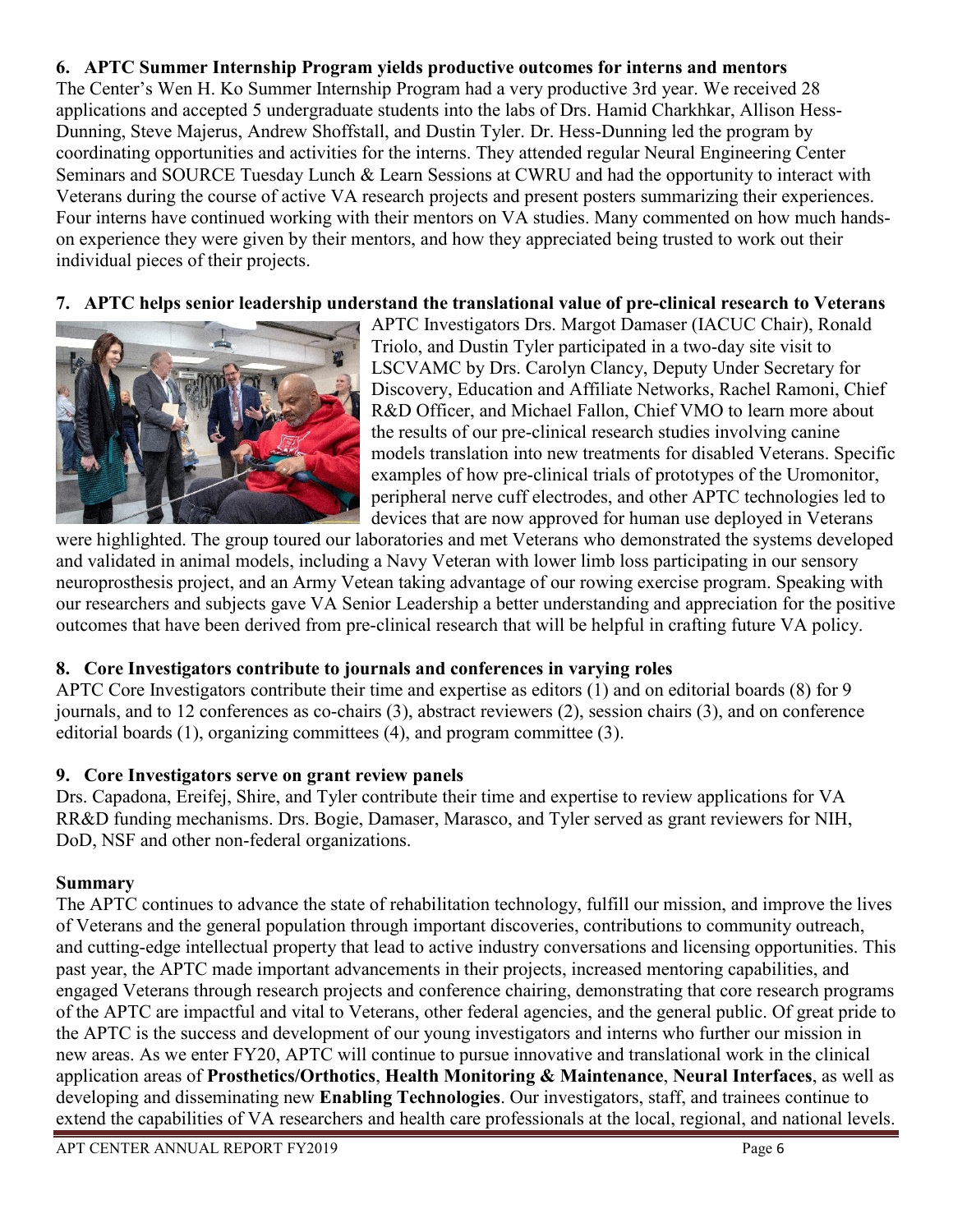### 6. APTC Summer Internship Program yields productive outcomes for interns and mentors

The Center's Wen H. Ko Summer Internship Program had a very productive 3rd year. We received 28 applications and accepted 5 undergraduate students into the labs of Drs. Hamid Charkhkar, Allison Hess-Dunning, Steve Majerus, Andrew Shoffstall, and Dustin Tyler. Dr. Hess-Dunning led the program by coordinating opportunities and activities for the interns. They attended regular Neural Engineering Center Seminars and SOURCE Tuesday Lunch & Learn Sessions at CWRU and had the opportunity to interact with Veterans during the course of active VA research projects and present posters summarizing their experiences. Four interns have continued working with their mentors on VA studies. Many commented on how much hands-on experience they were given by their mentors, and how they appreciated being trusted to work out their individual pieces of their projects.

### 7. APTC helps senior leadership understand the translational value of pre-clinical research to Veterans

APTC Investigators Drs. Margot Damaser (IACUC Chair), Ronald Triolo, and Dustin Tyler participated in a two-day site visit to LSCVAMC by Drs. Carolyn Clancy, Deputy Under Secretary for Discovery, Education and Affiliate Networks, Rachel Ramoni, Chief R&D Officer, and Michael Fallon, Chief VMO to learn more about the results of our pre-clinical research studies involving canine models translation into new treatments for disabled Veterans. Specific examples of how pre-clinical trials of prototypes of the Uromonitor, peripheral nerve cuff electrodes, and other APTC technologies led to devices that are now approved for human use deployed in Veterans were highlighted. The group toured our laboratories and met Veterans who demonstrated the systems developed and validated in animal models, including a Navy Veteran with lower limb loss participating in our sensory neuroprosthesis project, and an Army Vetean taking advantage of our rowing exercise program. Speaking with our researchers and subjects gave VA Senior Leadership a better understanding and appreciation for the positive outcomes that have been derived from pre-clinical research that will be helpful in crafting future VA policy.

### 8. Core Investigators contribute to journals and conferences in varying roles

APTC Core Investigators contribute their time and expertise as editors (1) and on editorial boards (8) for 9 journals, and to 12 conferences as co-chairs (3), abstract reviewers (2), session chairs (3), and on conference editorial boards (1), organizing committees (4), and program committee (3).

### 9. Core Investigators serve on grant review panels

Drs. Capadona, Ereifej, Shire, and Tyler contribute their time and expertise to review applications for VA RR&D funding mechanisms. Drs. Bogie, Damaser, Marasco, and Tyler served as grant reviewers for NIH, DoD, NSF and other non-federal organizations.

### Summary

The APTC continues to advance the state of rehabilitation technology, fulfill our mission, and improve the lives of Veterans and the general population through important discoveries, contributions to community outreach, and cutting-edge intellectual property that lead to active industry conversations and licensing opportunities. This past year, the APTC made important advancements in their projects, increased mentoring capabilities, and engaged Veterans through research projects and conference chairing, demonstrating that core research programs of the APTC are impactful and vital to Veterans, other federal agencies, and the general public. Of great pride to the APTC is the success and development of our young investigators and interns who further our mission in new areas. As we enter FY20, APTC will continue to pursue innovative and translational work in the clinical application areas of **Prosthetics/Orthotics**, **Health Monitoring & Maintenance**, **Neural Interfaces**, as well as developing and disseminating new **Enabling Technologies**. Our investigators, staff, and trainees continue to extend the capabilities of VA researchers and health care professionals at the local, regional, and national levels.